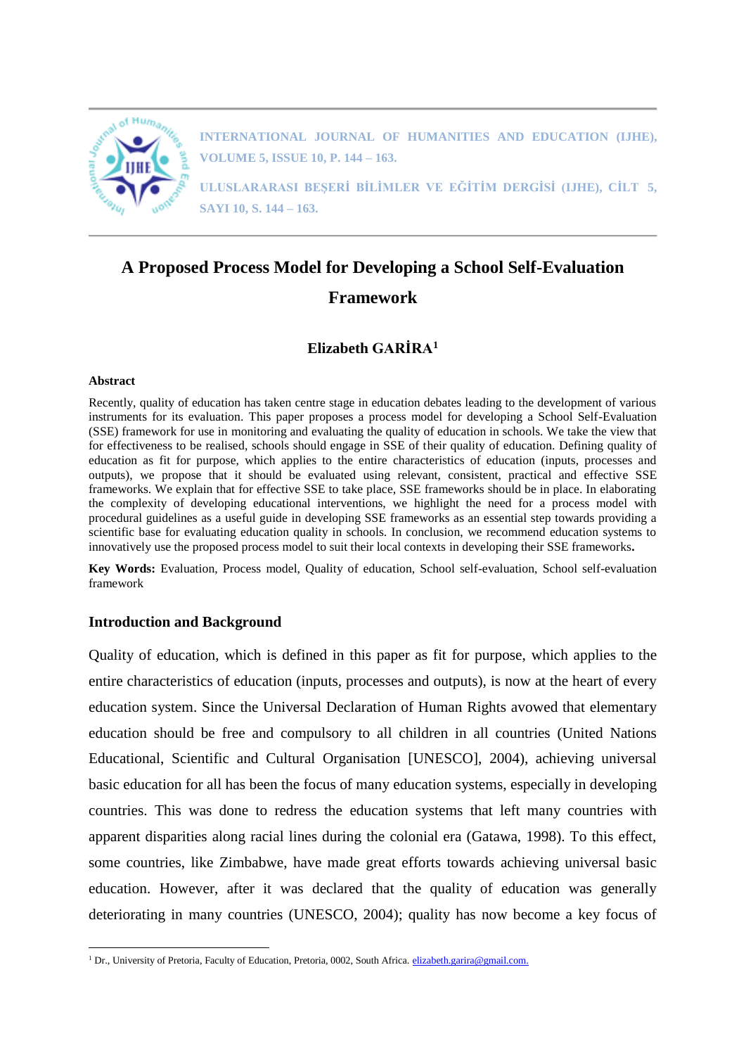# A Proposed Process Model for Developing a School Self-Evaluation Framework

**Elizabeth GARİRA[1]**

**Abstract**

Recently, quality of education has taken centre stage in education debates leading to the development of various instruments for its evaluation. This paper proposes a process model for developing a School Self-Evaluation (SSE) framework for use in monitoring and evaluating the quality of education in schools. We take the view that for effectiveness to be realised, schools should engage in SSE of their quality of education. Defining quality of education as fit for purpose, which applies to the entire characteristics of education (inputs, processes and outputs), we propose that it should be evaluated using relevant, consistent, practical and effective SSE frameworks. We explain that for effective SSE to take place, SSE frameworks should be in place. In elaborating the complexity of developing educational interventions, we highlight the need for a process model with procedural guidelines as a useful guide in developing SSE frameworks as an essential step towards providing a scientific base for evaluating education quality in schools. In conclusion, we recommend education systems to innovatively use the proposed process model to suit their local contexts in developing their SSE frameworks**.**

**Key Words:** Evaluation, Process model, Quality of education, School self-evaluation, School self-evaluation framework

## Introduction and Background

Quality of education, which is defined in this paper as fit for purpose, which applies to the entire characteristics of education (inputs, processes and outputs), is now at the heart of every education system. Since the Universal Declaration of Human Rights avowed that elementary education should be free and compulsory to all children in all countries (United Nations Educational, Scientific and Cultural Organisation [UNESCO], 2004), achieving universal basic education for all has been the focus of many education systems, especially in developing countries. This was done to redress the education systems that left many countries with apparent disparities along racial lines during the colonial era (Gatawa, 1998). To this effect, some countries, like Zimbabwe, have made great efforts towards achieving universal basic education. However, after it was declared that the quality of education was generally deteriorating in many countries (UNESCO, 2004); quality has now become a key focus of

[1] Dr., University of Pretoria, Faculty of Education, Pretoria, 0002, South Africa. elizabeth.garira@gmail.com.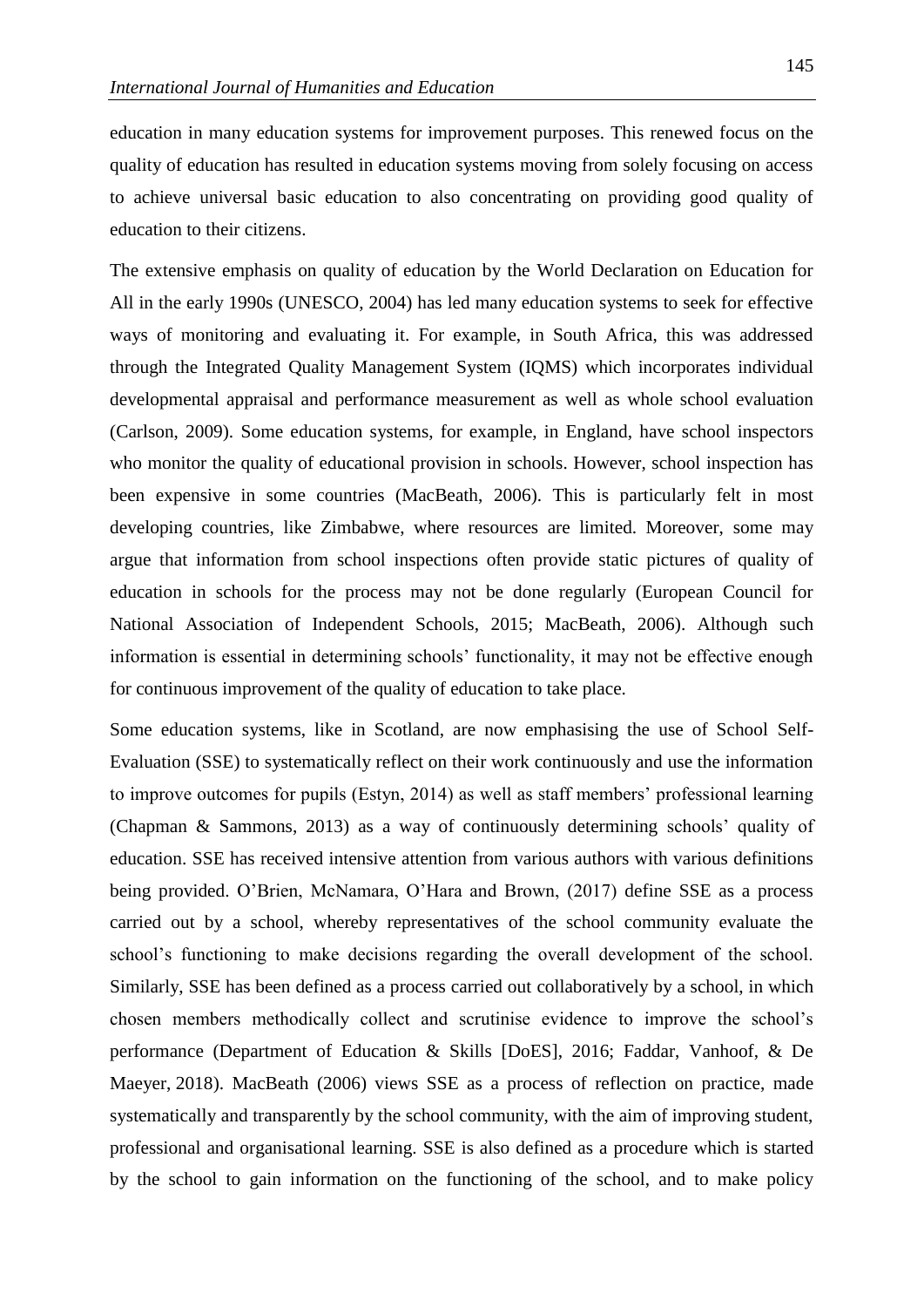education in many education systems for improvement purposes. This renewed focus on the quality of education has resulted in education systems moving from solely focusing on access to achieve universal basic education to also concentrating on providing good quality of education to their citizens.

The extensive emphasis on quality of education by the World Declaration on Education for All in the early 1990s (UNESCO, 2004) has led many education systems to seek for effective ways of monitoring and evaluating it. For example, in South Africa, this was addressed through the Integrated Quality Management System (IQMS) which incorporates individual developmental appraisal and performance measurement as well as whole school evaluation (Carlson, 2009). Some education systems, for example, in England, have school inspectors who monitor the quality of educational provision in schools. However, school inspection has been expensive in some countries (MacBeath, 2006). This is particularly felt in most developing countries, like Zimbabwe, where resources are limited. Moreover, some may argue that information from school inspections often provide static pictures of quality of education in schools for the process may not be done regularly (European Council for National Association of Independent Schools, 2015; MacBeath, 2006). Although such information is essential in determining schools' functionality, it may not be effective enough for continuous improvement of the quality of education to take place.

Some education systems, like in Scotland, are now emphasising the use of School Self-Evaluation (SSE) to systematically reflect on their work continuously and use the information to improve outcomes for pupils (Estyn, 2014) as well as staff members' professional learning (Chapman & Sammons, 2013) as a way of continuously determining schools' quality of education. SSE has received intensive attention from various authors with various definitions being provided. O'Brien, McNamara, O'Hara and Brown, (2017) define SSE as a process carried out by a school, whereby representatives of the school community evaluate the school's functioning to make decisions regarding the overall development of the school. Similarly, SSE has been defined as a process carried out collaboratively by a school, in which chosen members methodically collect and scrutinise evidence to improve the school's performance (Department of Education & Skills [DoES], 2016; Faddar, Vanhoof, & De Maeyer, 2018). MacBeath (2006) views SSE as a process of reflection on practice, made systematically and transparently by the school community, with the aim of improving student, professional and organisational learning. SSE is also defined as a procedure which is started by the school to gain information on the functioning of the school, and to make policy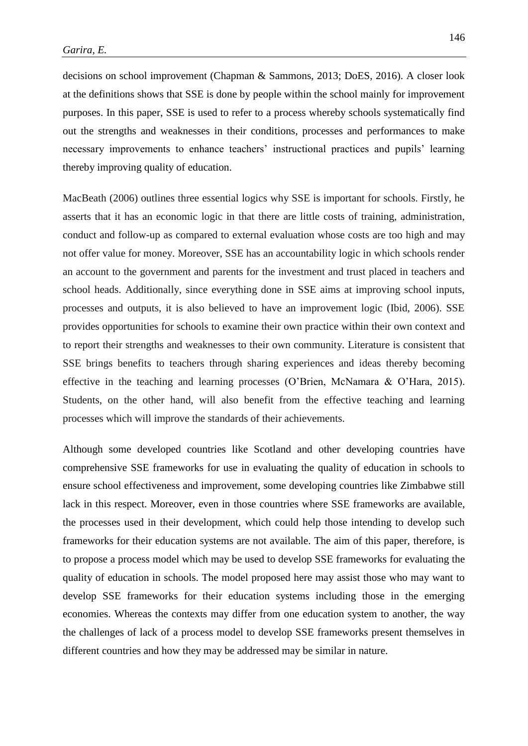decisions on school improvement (Chapman & Sammons, 2013; DoES, 2016). A closer look at the definitions shows that SSE is done by people within the school mainly for improvement purposes. In this paper, SSE is used to refer to a process whereby schools systematically find out the strengths and weaknesses in their conditions, processes and performances to make necessary improvements to enhance teachers' instructional practices and pupils' learning thereby improving quality of education.

MacBeath (2006) outlines three essential logics why SSE is important for schools. Firstly, he asserts that it has an economic logic in that there are little costs of training, administration, conduct and follow-up as compared to external evaluation whose costs are too high and may not offer value for money. Moreover, SSE has an accountability logic in which schools render an account to the government and parents for the investment and trust placed in teachers and school heads. Additionally, since everything done in SSE aims at improving school inputs, processes and outputs, it is also believed to have an improvement logic (Ibid, 2006). SSE provides opportunities for schools to examine their own practice within their own context and to report their strengths and weaknesses to their own community. Literature is consistent that SSE brings benefits to teachers through sharing experiences and ideas thereby becoming effective in the teaching and learning processes (O'Brien, McNamara & O'Hara, 2015). Students, on the other hand, will also benefit from the effective teaching and learning processes which will improve the standards of their achievements.

Although some developed countries like Scotland and other developing countries have comprehensive SSE frameworks for use in evaluating the quality of education in schools to ensure school effectiveness and improvement, some developing countries like Zimbabwe still lack in this respect. Moreover, even in those countries where SSE frameworks are available, the processes used in their development, which could help those intending to develop such frameworks for their education systems are not available. The aim of this paper, therefore, is to propose a process model which may be used to develop SSE frameworks for evaluating the quality of education in schools. The model proposed here may assist those who may want to develop SSE frameworks for their education systems including those in the emerging economies. Whereas the contexts may differ from one education system to another, the way the challenges of lack of a process model to develop SSE frameworks present themselves in different countries and how they may be addressed may be similar in nature.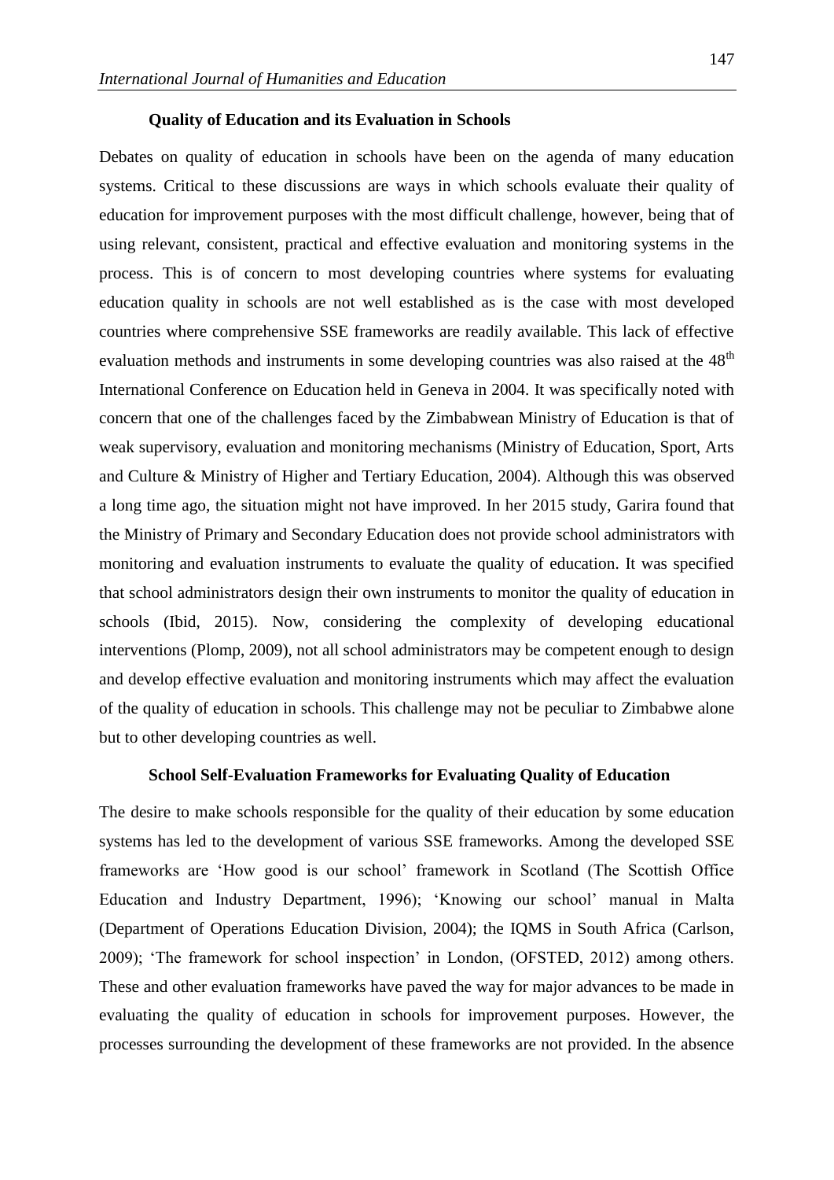### Quality of Education and its Evaluation in Schools

Debates on quality of education in schools have been on the agenda of many education systems. Critical to these discussions are ways in which schools evaluate their quality of education for improvement purposes with the most difficult challenge, however, being that of using relevant, consistent, practical and effective evaluation and monitoring systems in the process. This is of concern to most developing countries where systems for evaluating education quality in schools are not well established as is the case with most developed countries where comprehensive SSE frameworks are readily available. This lack of effective evaluation methods and instruments in some developing countries was also raised at the 48th International Conference on Education held in Geneva in 2004. It was specifically noted with concern that one of the challenges faced by the Zimbabwean Ministry of Education is that of weak supervisory, evaluation and monitoring mechanisms (Ministry of Education, Sport, Arts and Culture & Ministry of Higher and Tertiary Education, 2004). Although this was observed a long time ago, the situation might not have improved. In her 2015 study, Garira found that the Ministry of Primary and Secondary Education does not provide school administrators with monitoring and evaluation instruments to evaluate the quality of education. It was specified that school administrators design their own instruments to monitor the quality of education in schools (Ibid, 2015). Now, considering the complexity of developing educational interventions (Plomp, 2009), not all school administrators may be competent enough to design and develop effective evaluation and monitoring instruments which may affect the evaluation of the quality of education in schools. This challenge may not be peculiar to Zimbabwe alone but to other developing countries as well.

### School Self-Evaluation Frameworks for Evaluating Quality of Education

The desire to make schools responsible for the quality of their education by some education systems has led to the development of various SSE frameworks. Among the developed SSE frameworks are 'How good is our school' framework in Scotland (The Scottish Office Education and Industry Department, 1996); 'Knowing our school' manual in Malta (Department of Operations Education Division, 2004); the IQMS in South Africa (Carlson, 2009); 'The framework for school inspection' in London, (OFSTED, 2012) among others. These and other evaluation frameworks have paved the way for major advances to be made in evaluating the quality of education in schools for improvement purposes. However, the processes surrounding the development of these frameworks are not provided. In the absence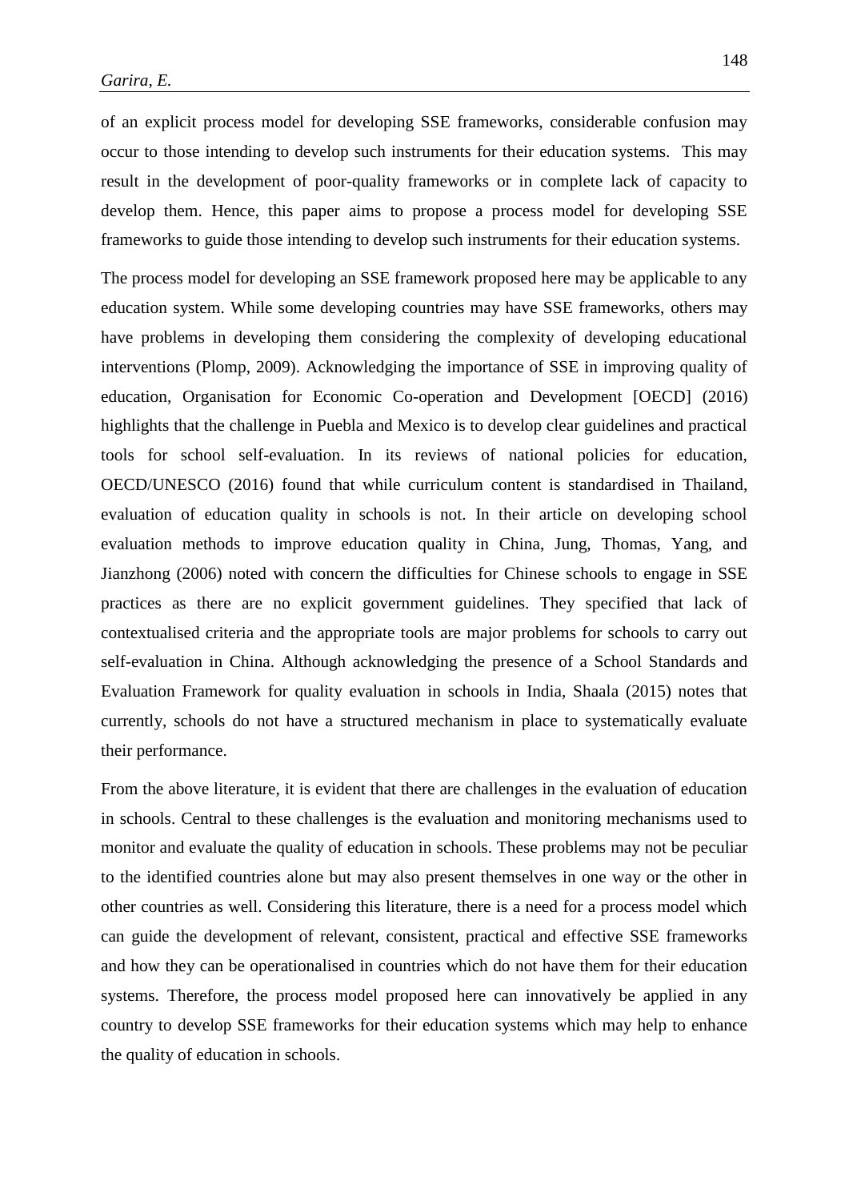of an explicit process model for developing SSE frameworks, considerable confusion may occur to those intending to develop such instruments for their education systems. This may result in the development of poor-quality frameworks or in complete lack of capacity to develop them. Hence, this paper aims to propose a process model for developing SSE frameworks to guide those intending to develop such instruments for their education systems.

The process model for developing an SSE framework proposed here may be applicable to any education system. While some developing countries may have SSE frameworks, others may have problems in developing them considering the complexity of developing educational interventions (Plomp, 2009). Acknowledging the importance of SSE in improving quality of education, Organisation for Economic Co-operation and Development [OECD] (2016) highlights that the challenge in Puebla and Mexico is to develop clear guidelines and practical tools for school self-evaluation. In its reviews of national policies for education, OECD/UNESCO (2016) found that while curriculum content is standardised in Thailand, evaluation of education quality in schools is not. In their article on developing school evaluation methods to improve education quality in China, Jung, Thomas, Yang, and Jianzhong (2006) noted with concern the difficulties for Chinese schools to engage in SSE practices as there are no explicit government guidelines. They specified that lack of contextualised criteria and the appropriate tools are major problems for schools to carry out self-evaluation in China. Although acknowledging the presence of a School Standards and Evaluation Framework for quality evaluation in schools in India, Shaala (2015) notes that currently, schools do not have a structured mechanism in place to systematically evaluate their performance.

From the above literature, it is evident that there are challenges in the evaluation of education in schools. Central to these challenges is the evaluation and monitoring mechanisms used to monitor and evaluate the quality of education in schools. These problems may not be peculiar to the identified countries alone but may also present themselves in one way or the other in other countries as well. Considering this literature, there is a need for a process model which can guide the development of relevant, consistent, practical and effective SSE frameworks and how they can be operationalised in countries which do not have them for their education systems. Therefore, the process model proposed here can innovatively be applied in any country to develop SSE frameworks for their education systems which may help to enhance the quality of education in schools.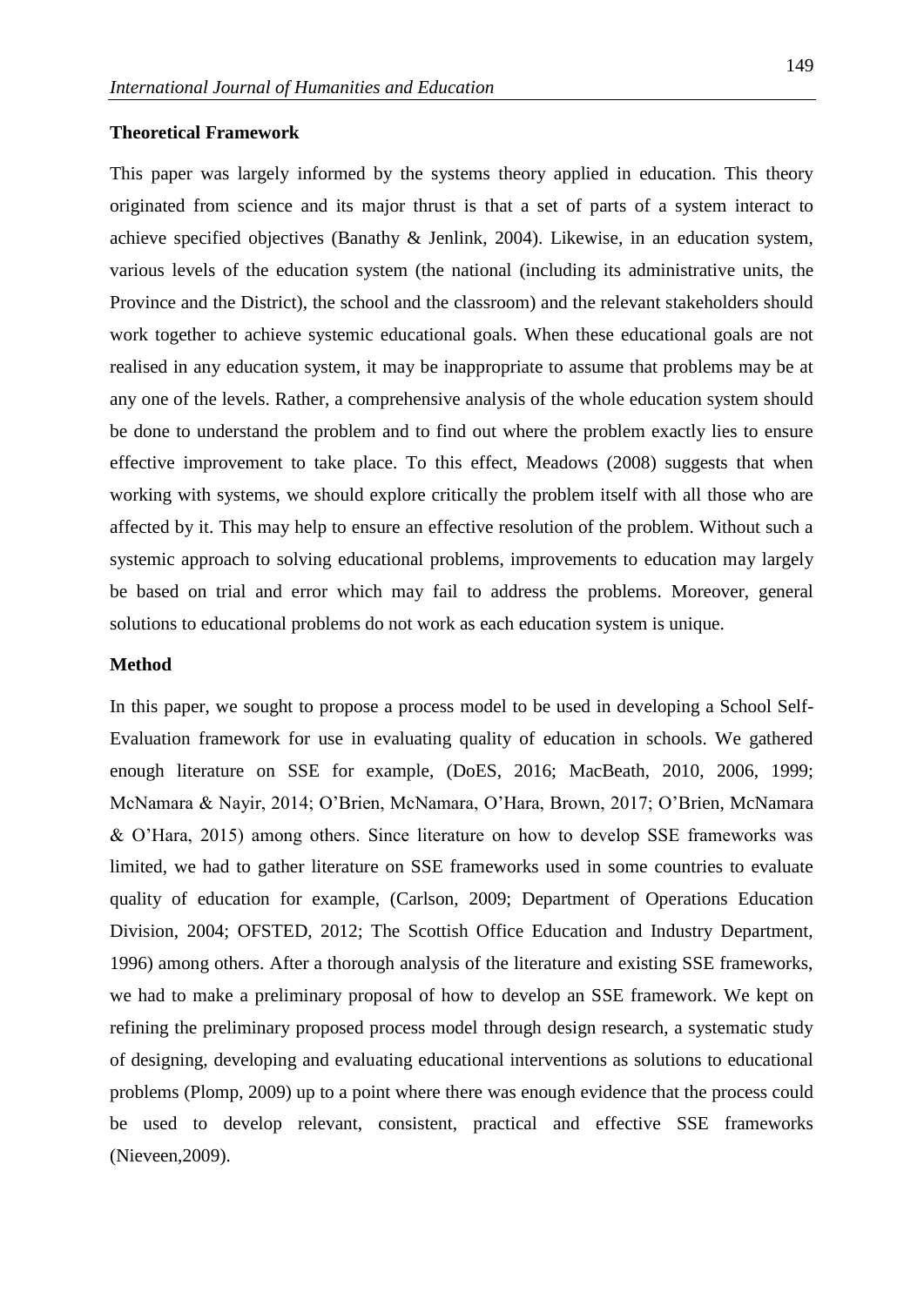## Theoretical Framework

This paper was largely informed by the systems theory applied in education. This theory originated from science and its major thrust is that a set of parts of a system interact to achieve specified objectives (Banathy & Jenlink, 2004). Likewise, in an education system, various levels of the education system (the national (including its administrative units, the Province and the District), the school and the classroom) and the relevant stakeholders should work together to achieve systemic educational goals. When these educational goals are not realised in any education system, it may be inappropriate to assume that problems may be at any one of the levels. Rather, a comprehensive analysis of the whole education system should be done to understand the problem and to find out where the problem exactly lies to ensure effective improvement to take place. To this effect, Meadows (2008) suggests that when working with systems, we should explore critically the problem itself with all those who are affected by it. This may help to ensure an effective resolution of the problem. Without such a systemic approach to solving educational problems, improvements to education may largely be based on trial and error which may fail to address the problems. Moreover, general solutions to educational problems do not work as each education system is unique.

## Method

In this paper, we sought to propose a process model to be used in developing a School Self-Evaluation framework for use in evaluating quality of education in schools. We gathered enough literature on SSE for example, (DoES, 2016; MacBeath, 2010, 2006, 1999; McNamara & Nayir, 2014; O'Brien, McNamara, O'Hara, Brown, 2017; O'Brien, McNamara & O'Hara, 2015) among others. Since literature on how to develop SSE frameworks was limited, we had to gather literature on SSE frameworks used in some countries to evaluate quality of education for example, (Carlson, 2009; Department of Operations Education Division, 2004; OFSTED, 2012; The Scottish Office Education and Industry Department, 1996) among others. After a thorough analysis of the literature and existing SSE frameworks, we had to make a preliminary proposal of how to develop an SSE framework. We kept on refining the preliminary proposed process model through design research, a systematic study of designing, developing and evaluating educational interventions as solutions to educational problems (Plomp, 2009) up to a point where there was enough evidence that the process could be used to develop relevant, consistent, practical and effective SSE frameworks (Nieveen,2009).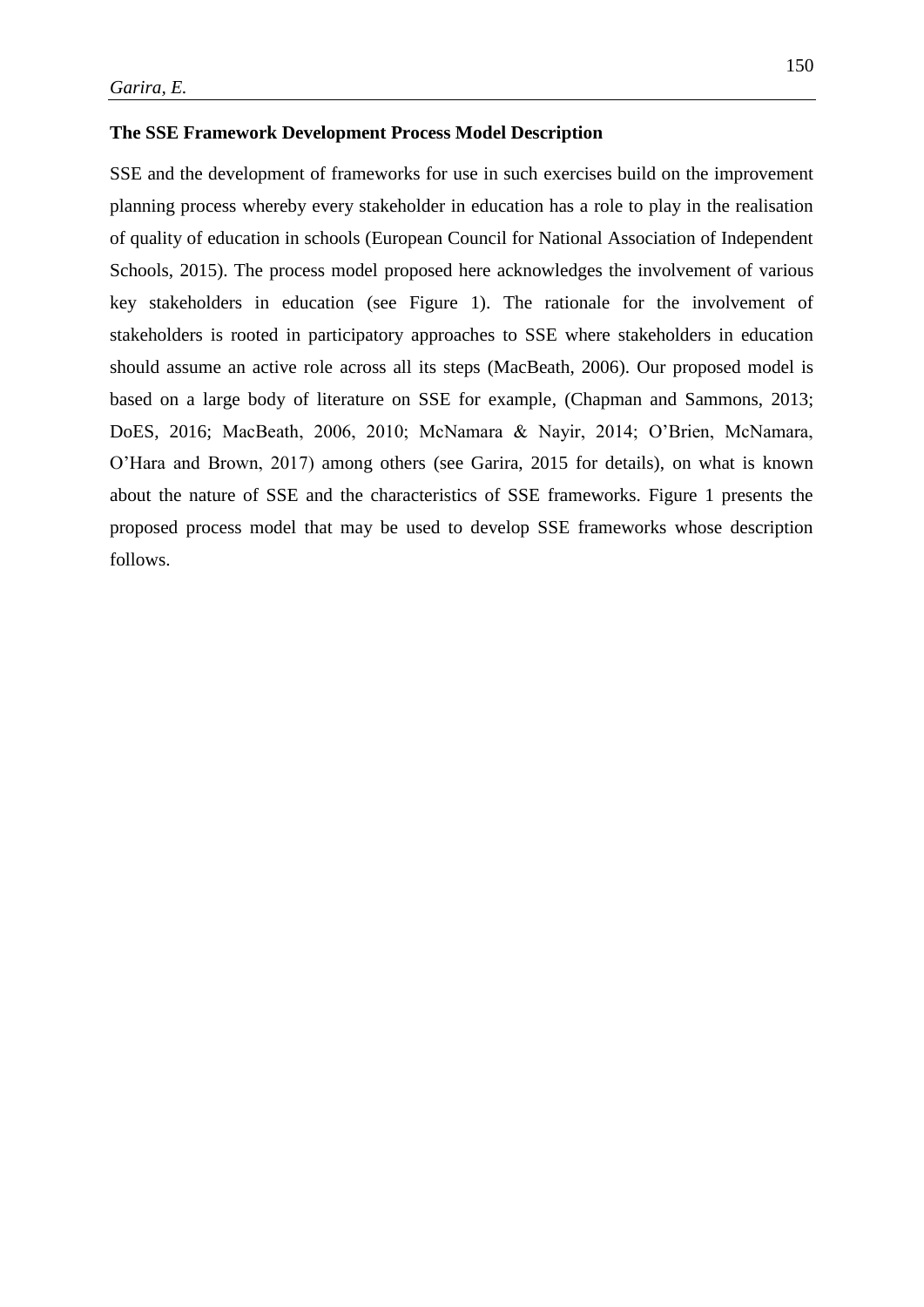### The SSE Framework Development Process Model Description

SSE and the development of frameworks for use in such exercises build on the improvement planning process whereby every stakeholder in education has a role to play in the realisation of quality of education in schools (European Council for National Association of Independent Schools, 2015). The process model proposed here acknowledges the involvement of various key stakeholders in education (see Figure 1). The rationale for the involvement of stakeholders is rooted in participatory approaches to SSE where stakeholders in education should assume an active role across all its steps (MacBeath, 2006). Our proposed model is based on a large body of literature on SSE for example, (Chapman and Sammons, 2013; DoES, 2016; MacBeath, 2006, 2010; McNamara & Nayir, 2014; O'Brien, McNamara, O'Hara and Brown, 2017) among others (see Garira, 2015 for details), on what is known about the nature of SSE and the characteristics of SSE frameworks. Figure 1 presents the proposed process model that may be used to develop SSE frameworks whose description follows.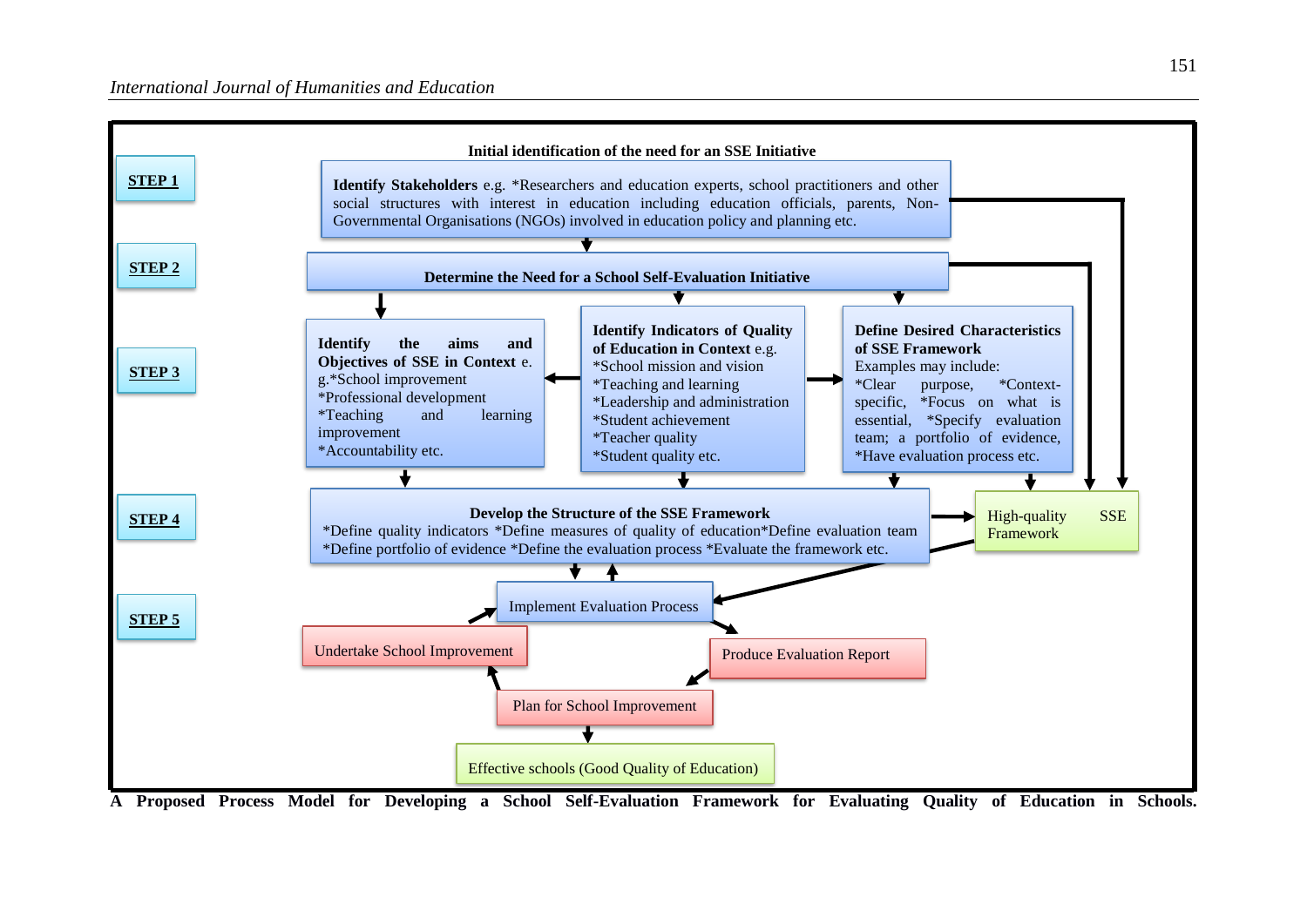**Initial identification of the need for an SSE Initiative**

**STEP 1**

**Identify Stakeholders** e.g. *Researchers and education experts, school practitioners and other social structures with interest in education including education officials, parents, Non-Governmental Organisations (NGOs) involved in education policy and planning etc.

**STEP 2**

**Determine the Need for a School Self-Evaluation Initiative**

**STEP 3**

**Identify the aims and Objectives of SSE in Context** e. g.*School improvement *Professional development *Teaching and learning improvement *Accountability etc.

**Identify Indicators of Quality of Education in Context** e.g. *School mission and vision *Teaching and learning *Leadership and administration *Student achievement *Teacher quality *Student quality etc.

**Define Desired Characteristics of SSE Framework** Examples may include: *Clear purpose, *Context-specific, *Focus on what is essential, *Specify evaluation team; a portfolio of evidence, *Have evaluation process etc.

**STEP 4**

**Develop the Structure of the SSE Framework** *Define quality indicators *Define measures of quality of education*Define evaluation team *Define portfolio of evidence *Define the evaluation process *Evaluate the framework etc.

High-quality SSE Framework

**STEP 5**

Implement Evaluation Process

Undertake School Improvement

Produce Evaluation Report

Plan for School Improvement

Effective schools (Good Quality of Education)

**A Proposed Process Model for Developing a School Self-Evaluation Framework for Evaluating Quality of Education in Schools.**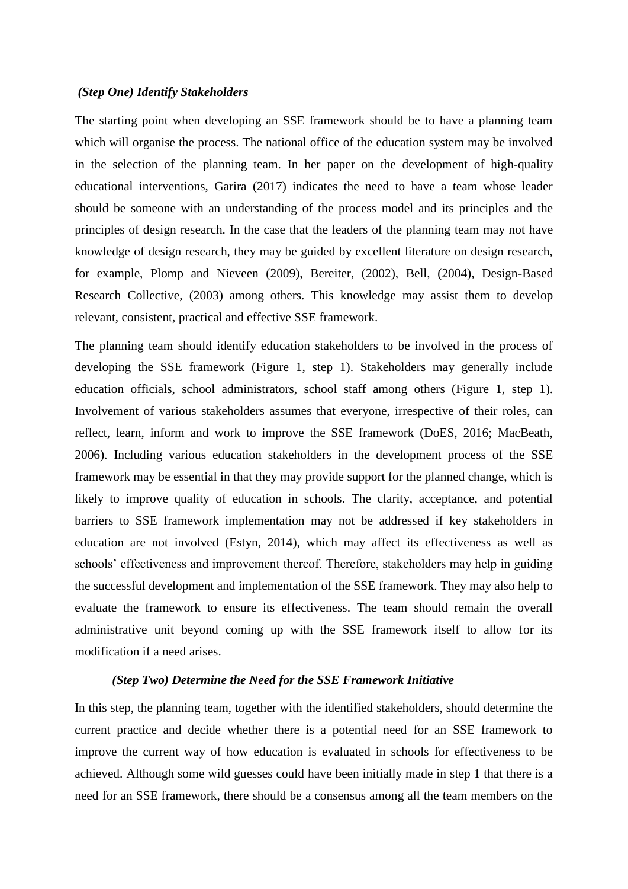### *(Step One) Identify Stakeholders*

The starting point when developing an SSE framework should be to have a planning team which will organise the process. The national office of the education system may be involved in the selection of the planning team. In her paper on the development of high-quality educational interventions, Garira (2017) indicates the need to have a team whose leader should be someone with an understanding of the process model and its principles and the principles of design research. In the case that the leaders of the planning team may not have knowledge of design research, they may be guided by excellent literature on design research, for example, Plomp and Nieveen (2009), Bereiter, (2002), Bell, (2004), Design-Based Research Collective, (2003) among others. This knowledge may assist them to develop relevant, consistent, practical and effective SSE framework.

The planning team should identify education stakeholders to be involved in the process of developing the SSE framework (Figure 1, step 1). Stakeholders may generally include education officials, school administrators, school staff among others (Figure 1, step 1). Involvement of various stakeholders assumes that everyone, irrespective of their roles, can reflect, learn, inform and work to improve the SSE framework (DoES, 2016; MacBeath, 2006). Including various education stakeholders in the development process of the SSE framework may be essential in that they may provide support for the planned change, which is likely to improve quality of education in schools. The clarity, acceptance, and potential barriers to SSE framework implementation may not be addressed if key stakeholders in education are not involved (Estyn, 2014), which may affect its effectiveness as well as schools' effectiveness and improvement thereof. Therefore, stakeholders may help in guiding the successful development and implementation of the SSE framework. They may also help to evaluate the framework to ensure its effectiveness. The team should remain the overall administrative unit beyond coming up with the SSE framework itself to allow for its modification if a need arises.

### *(Step Two) Determine the Need for the SSE Framework Initiative*

In this step, the planning team, together with the identified stakeholders, should determine the current practice and decide whether there is a potential need for an SSE framework to improve the current way of how education is evaluated in schools for effectiveness to be achieved. Although some wild guesses could have been initially made in step 1 that there is a need for an SSE framework, there should be a consensus among all the team members on the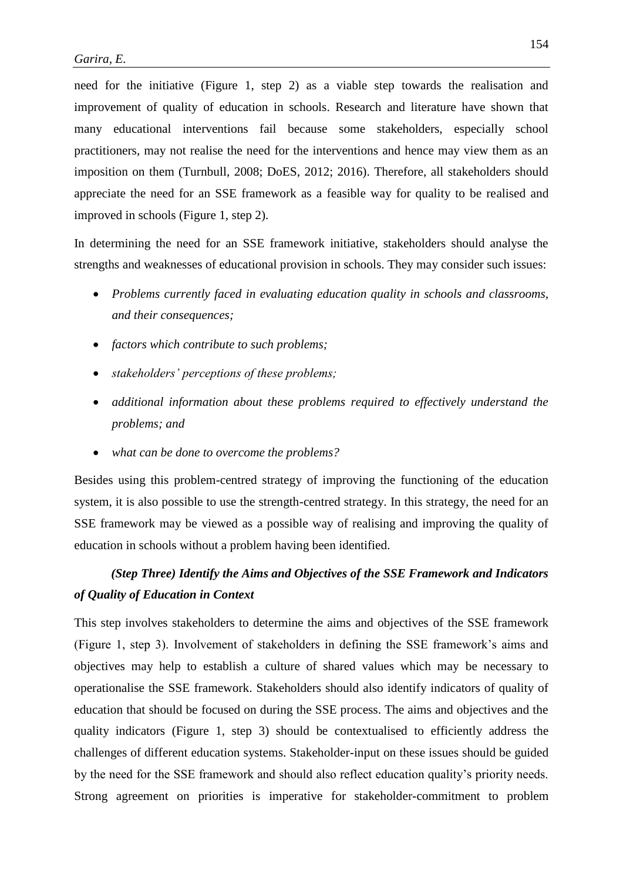need for the initiative (Figure 1, step 2) as a viable step towards the realisation and improvement of quality of education in schools. Research and literature have shown that many educational interventions fail because some stakeholders, especially school practitioners, may not realise the need for the interventions and hence may view them as an imposition on them (Turnbull, 2008; DoES, 2012; 2016). Therefore, all stakeholders should appreciate the need for an SSE framework as a feasible way for quality to be realised and improved in schools (Figure 1, step 2).

In determining the need for an SSE framework initiative, stakeholders should analyse the strengths and weaknesses of educational provision in schools. They may consider such issues:

- *Problems currently faced in evaluating education quality in schools and classrooms, and their consequences;*
- *factors which contribute to such problems;*
- *stakeholders' perceptions of these problems;*
- *additional information about these problems required to effectively understand the problems; and*
- *what can be done to overcome the problems?*

Besides using this problem-centred strategy of improving the functioning of the education system, it is also possible to use the strength-centred strategy. In this strategy, the need for an SSE framework may be viewed as a possible way of realising and improving the quality of education in schools without a problem having been identified.

### *(Step Three) Identify the Aims and Objectives of the SSE Framework and Indicators of Quality of Education in Context*

This step involves stakeholders to determine the aims and objectives of the SSE framework (Figure 1, step 3). Involvement of stakeholders in defining the SSE framework's aims and objectives may help to establish a culture of shared values which may be necessary to operationalise the SSE framework. Stakeholders should also identify indicators of quality of education that should be focused on during the SSE process. The aims and objectives and the quality indicators (Figure 1, step 3) should be contextualised to efficiently address the challenges of different education systems. Stakeholder-input on these issues should be guided by the need for the SSE framework and should also reflect education quality's priority needs. Strong agreement on priorities is imperative for stakeholder-commitment to problem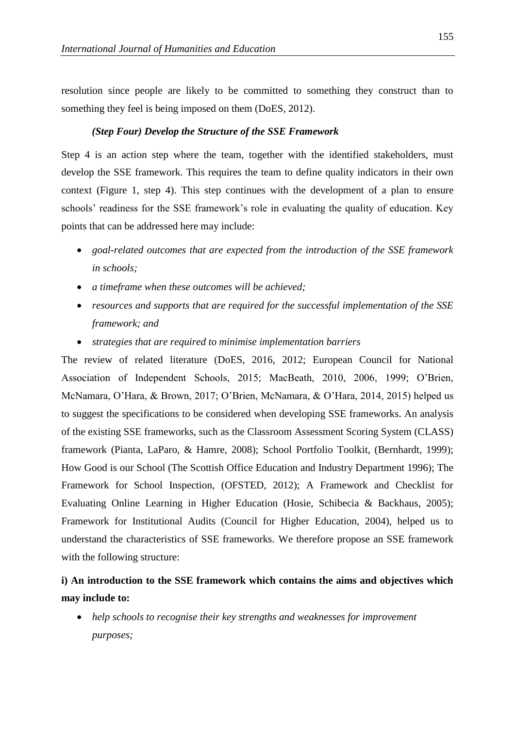resolution since people are likely to be committed to something they construct than to something they feel is being imposed on them (DoES, 2012).

### *(Step Four) Develop the Structure of the SSE Framework*

Step 4 is an action step where the team, together with the identified stakeholders, must develop the SSE framework. This requires the team to define quality indicators in their own context (Figure 1, step 4). This step continues with the development of a plan to ensure schools' readiness for the SSE framework's role in evaluating the quality of education. Key points that can be addressed here may include:

- *goal-related outcomes that are expected from the introduction of the SSE framework in schools;*
- *a timeframe when these outcomes will be achieved;*
- *resources and supports that are required for the successful implementation of the SSE framework; and*
- *strategies that are required to minimise implementation barriers*

The review of related literature (DoES, 2016, 2012; European Council for National Association of Independent Schools, 2015; MacBeath, 2010, 2006, 1999; O'Brien, McNamara, O'Hara, & Brown, 2017; O'Brien, McNamara, & O'Hara, 2014, 2015) helped us to suggest the specifications to be considered when developing SSE frameworks. An analysis of the existing SSE frameworks, such as the Classroom Assessment Scoring System (CLASS) framework (Pianta, LaParo, & Hamre, 2008); School Portfolio Toolkit, (Bernhardt, 1999); How Good is our School (The Scottish Office Education and Industry Department 1996); The Framework for School Inspection, (OFSTED, 2012); A Framework and Checklist for Evaluating Online Learning in Higher Education (Hosie, Schibecia & Backhaus, 2005); Framework for Institutional Audits (Council for Higher Education, 2004), helped us to understand the characteristics of SSE frameworks. We therefore propose an SSE framework with the following structure:

**i) An introduction to the SSE framework which contains the aims and objectives which may include to:**

- *help schools to recognise their key strengths and weaknesses for improvement purposes;*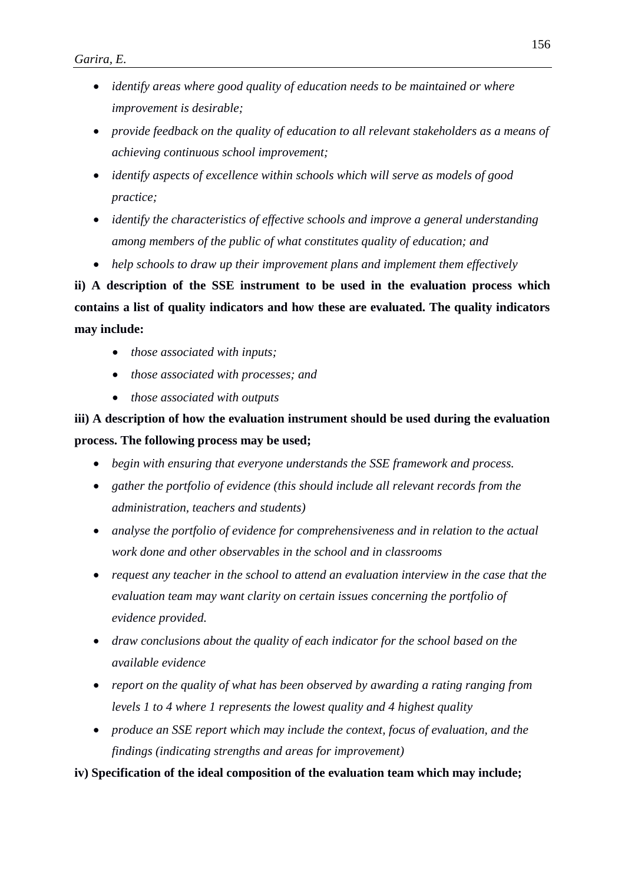- *identify areas where good quality of education needs to be maintained or where improvement is desirable;*
- *provide feedback on the quality of education to all relevant stakeholders as a means of achieving continuous school improvement;*
- *identify aspects of excellence within schools which will serve as models of good practice;*
- *identify the characteristics of effective schools and improve a general understanding among members of the public of what constitutes quality of education; and*
- *help schools to draw up their improvement plans and implement them effectively*

**ii) A description of the SSE instrument to be used in the evaluation process which contains a list of quality indicators and how these are evaluated. The quality indicators may include:**

- *those associated with inputs;*
- *those associated with processes; and*
- *those associated with outputs*

**iii) A description of how the evaluation instrument should be used during the evaluation process. The following process may be used;**

- *begin with ensuring that everyone understands the SSE framework and process.*
- *gather the portfolio of evidence (this should include all relevant records from the administration, teachers and students)*
- *analyse the portfolio of evidence for comprehensiveness and in relation to the actual work done and other observables in the school and in classrooms*
- *request any teacher in the school to attend an evaluation interview in the case that the evaluation team may want clarity on certain issues concerning the portfolio of evidence provided.*
- *draw conclusions about the quality of each indicator for the school based on the available evidence*
- *report on the quality of what has been observed by awarding a rating ranging from levels 1 to 4 where 1 represents the lowest quality and 4 highest quality*
- *produce an SSE report which may include the context, focus of evaluation, and the findings (indicating strengths and areas for improvement)*

**iv) Specification of the ideal composition of the evaluation team which may include;**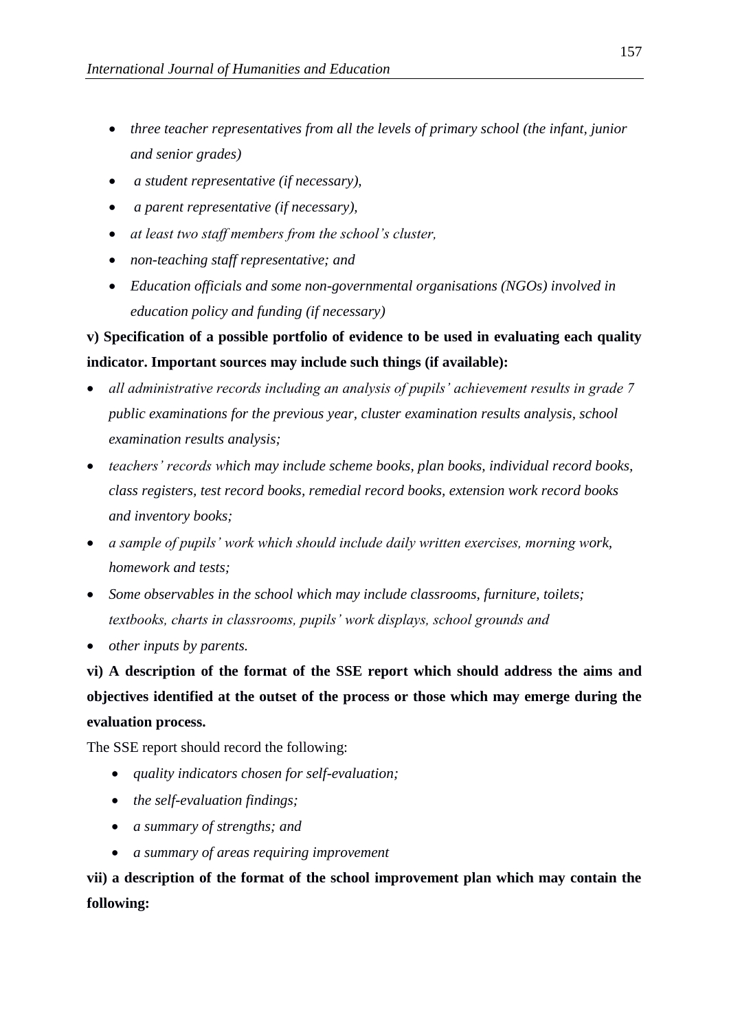- *three teacher representatives from all the levels of primary school (the infant, junior and senior grades)*
- *a student representative (if necessary),*
- *a parent representative (if necessary),*
- *at least two staff members from the school's cluster,*
- *non-teaching staff representative; and*
- *Education officials and some non-governmental organisations (NGOs) involved in education policy and funding (if necessary)*

**v) Specification of a possible portfolio of evidence to be used in evaluating each quality indicator. Important sources may include such things (if available):**

- *all administrative records including an analysis of pupils' achievement results in grade 7 public examinations for the previous year, cluster examination results analysis, school examination results analysis;*
- *teachers' records which may include scheme books, plan books, individual record books, class registers, test record books, remedial record books, extension work record books and inventory books;*
- *a sample of pupils' work which should include daily written exercises, morning work, homework and tests;*
- *Some observables in the school which may include classrooms, furniture, toilets; textbooks, charts in classrooms, pupils' work displays, school grounds and*
- *other inputs by parents.*

**vi) A description of the format of the SSE report which should address the aims and objectives identified at the outset of the process or those which may emerge during the evaluation process.**

The SSE report should record the following:

- *quality indicators chosen for self-evaluation;*
- *the self-evaluation findings;*
- *a summary of strengths; and*
- *a summary of areas requiring improvement*

**vii) a description of the format of the school improvement plan which may contain the following:**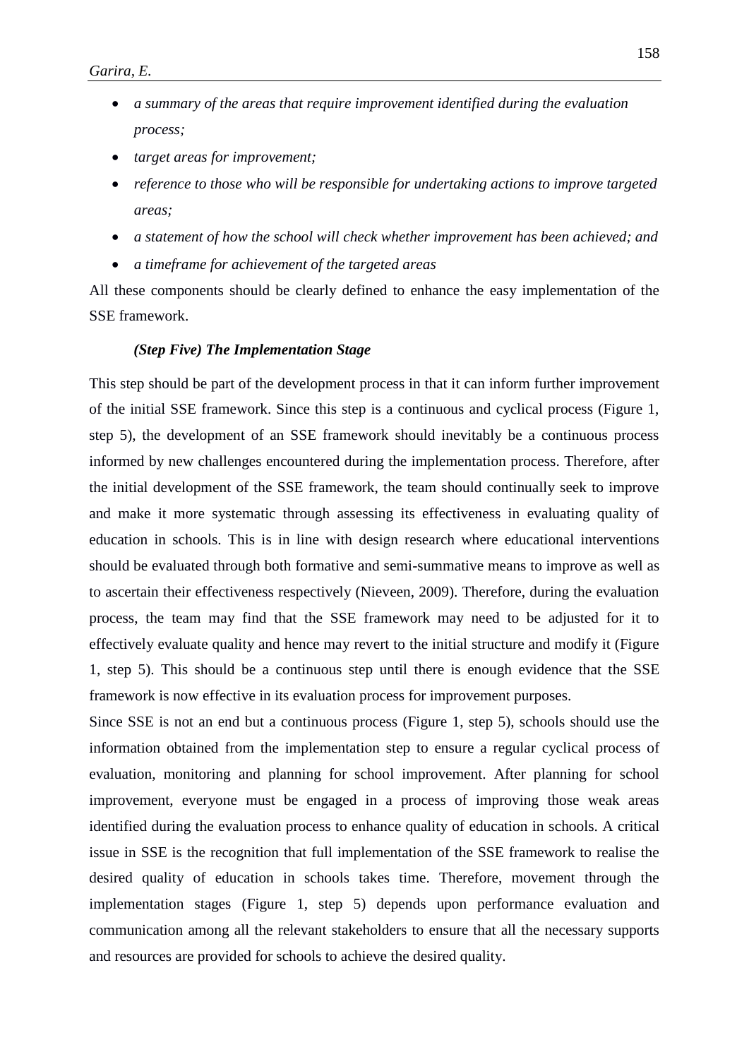- *a summary of the areas that require improvement identified during the evaluation process;*
- *target areas for improvement;*
- *reference to those who will be responsible for undertaking actions to improve targeted areas;*
- *a statement of how the school will check whether improvement has been achieved; and*
- *a timeframe for achievement of the targeted areas*

All these components should be clearly defined to enhance the easy implementation of the SSE framework.

***(Step Five) The Implementation Stage***

This step should be part of the development process in that it can inform further improvement of the initial SSE framework. Since this step is a continuous and cyclical process (Figure 1, step 5), the development of an SSE framework should inevitably be a continuous process informed by new challenges encountered during the implementation process. Therefore, after the initial development of the SSE framework, the team should continually seek to improve and make it more systematic through assessing its effectiveness in evaluating quality of education in schools. This is in line with design research where educational interventions should be evaluated through both formative and semi-summative means to improve as well as to ascertain their effectiveness respectively (Nieveen, 2009). Therefore, during the evaluation process, the team may find that the SSE framework may need to be adjusted for it to effectively evaluate quality and hence may revert to the initial structure and modify it (Figure 1, step 5). This should be a continuous step until there is enough evidence that the SSE framework is now effective in its evaluation process for improvement purposes.

Since SSE is not an end but a continuous process (Figure 1, step 5), schools should use the information obtained from the implementation step to ensure a regular cyclical process of evaluation, monitoring and planning for school improvement. After planning for school improvement, everyone must be engaged in a process of improving those weak areas identified during the evaluation process to enhance quality of education in schools. A critical issue in SSE is the recognition that full implementation of the SSE framework to realise the desired quality of education in schools takes time. Therefore, movement through the implementation stages (Figure 1, step 5) depends upon performance evaluation and communication among all the relevant stakeholders to ensure that all the necessary supports and resources are provided for schools to achieve the desired quality.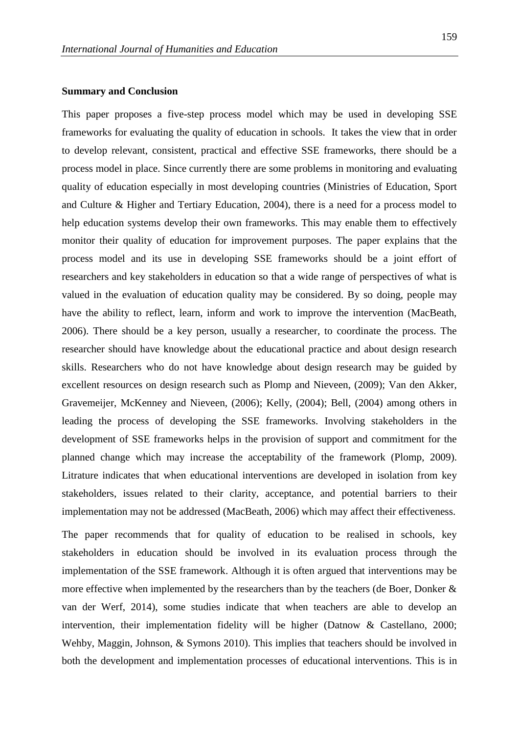**Summary and Conclusion**

This paper proposes a five-step process model which may be used in developing SSE frameworks for evaluating the quality of education in schools. It takes the view that in order to develop relevant, consistent, practical and effective SSE frameworks, there should be a process model in place. Since currently there are some problems in monitoring and evaluating quality of education especially in most developing countries (Ministries of Education, Sport and Culture & Higher and Tertiary Education, 2004), there is a need for a process model to help education systems develop their own frameworks. This may enable them to effectively monitor their quality of education for improvement purposes. The paper explains that the process model and its use in developing SSE frameworks should be a joint effort of researchers and key stakeholders in education so that a wide range of perspectives of what is valued in the evaluation of education quality may be considered. By so doing, people may have the ability to reflect, learn, inform and work to improve the intervention (MacBeath, 2006). There should be a key person, usually a researcher, to coordinate the process. The researcher should have knowledge about the educational practice and about design research skills. Researchers who do not have knowledge about design research may be guided by excellent resources on design research such as Plomp and Nieveen, (2009); Van den Akker, Gravemeijer, McKenney and Nieveen, (2006); Kelly, (2004); Bell, (2004) among others in leading the process of developing the SSE frameworks. Involving stakeholders in the development of SSE frameworks helps in the provision of support and commitment for the planned change which may increase the acceptability of the framework (Plomp, 2009). Litrature indicates that when educational interventions are developed in isolation from key stakeholders, issues related to their clarity, acceptance, and potential barriers to their implementation may not be addressed (MacBeath, 2006) which may affect their effectiveness.

The paper recommends that for quality of education to be realised in schools, key stakeholders in education should be involved in its evaluation process through the implementation of the SSE framework. Although it is often argued that interventions may be more effective when implemented by the researchers than by the teachers (de Boer, Donker & van der Werf, 2014), some studies indicate that when teachers are able to develop an intervention, their implementation fidelity will be higher (Datnow & Castellano, 2000; Wehby, Maggin, Johnson, & Symons 2010). This implies that teachers should be involved in both the development and implementation processes of educational interventions. This is in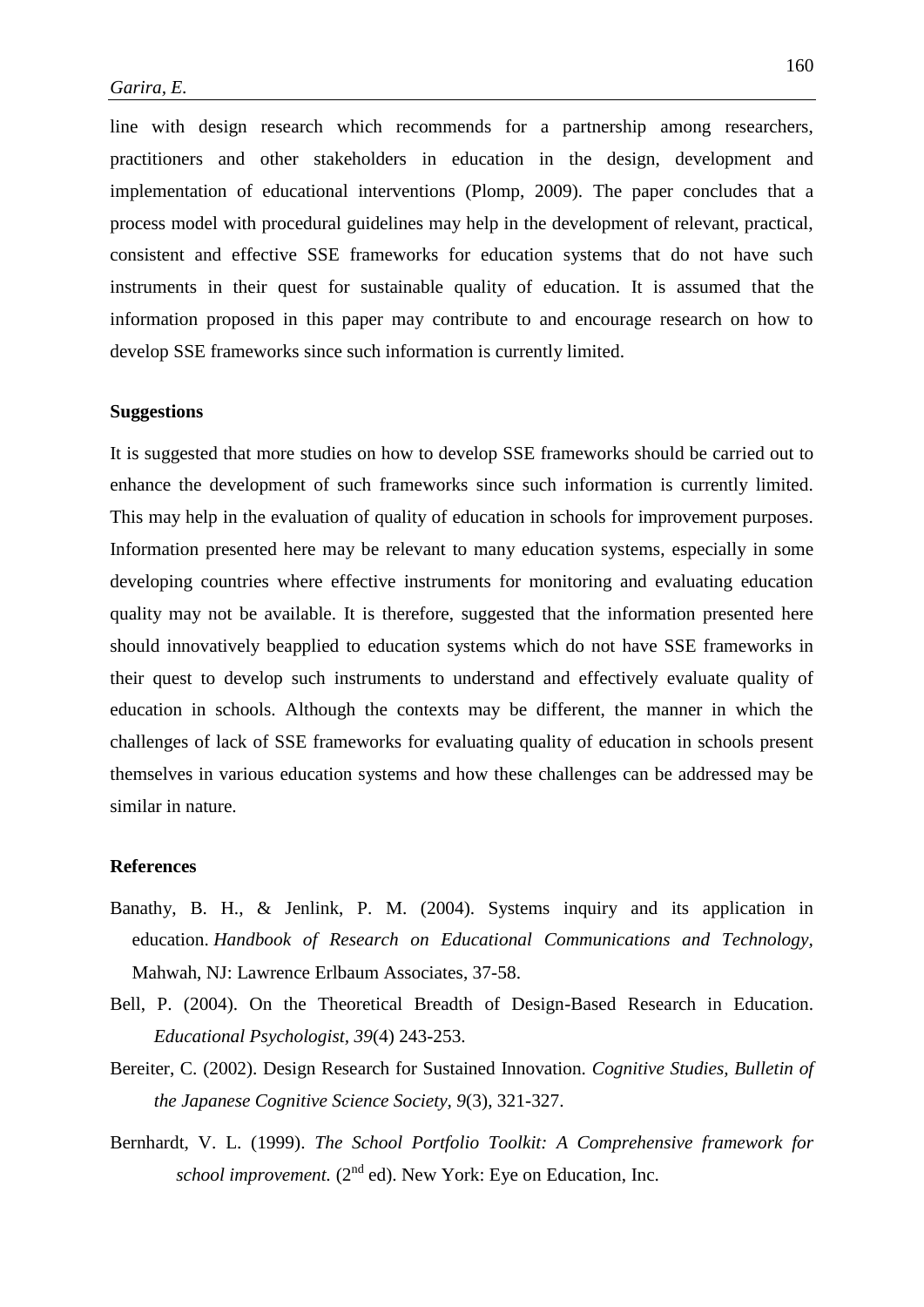line with design research which recommends for a partnership among researchers, practitioners and other stakeholders in education in the design, development and implementation of educational interventions (Plomp, 2009). The paper concludes that a process model with procedural guidelines may help in the development of relevant, practical, consistent and effective SSE frameworks for education systems that do not have such instruments in their quest for sustainable quality of education. It is assumed that the information proposed in this paper may contribute to and encourage research on how to develop SSE frameworks since such information is currently limited.

**Suggestions**

It is suggested that more studies on how to develop SSE frameworks should be carried out to enhance the development of such frameworks since such information is currently limited. This may help in the evaluation of quality of education in schools for improvement purposes. Information presented here may be relevant to many education systems, especially in some developing countries where effective instruments for monitoring and evaluating education quality may not be available. It is therefore, suggested that the information presented here should innovatively beapplied to education systems which do not have SSE frameworks in their quest to develop such instruments to understand and effectively evaluate quality of education in schools. Although the contexts may be different, the manner in which the challenges of lack of SSE frameworks for evaluating quality of education in schools present themselves in various education systems and how these challenges can be addressed may be similar in nature.

**References**

Banathy, B. H., & Jenlink, P. M. (2004). Systems inquiry and its application in education. *Handbook of Research on Educational Communications and Technology*, Mahwah, NJ: Lawrence Erlbaum Associates, 37-58.

Bell, P. (2004). On the Theoretical Breadth of Design-Based Research in Education. *Educational Psychologist, 39*(4) 243-253.

Bereiter, C. (2002). Design Research for Sustained Innovation. *Cognitive Studies, Bulletin of the Japanese Cognitive Science Society, 9*(3), 321-327.

Bernhardt, V. L. (1999). *The School Portfolio Toolkit: A Comprehensive framework for school improvement.* (2nd ed). New York: Eye on Education, Inc.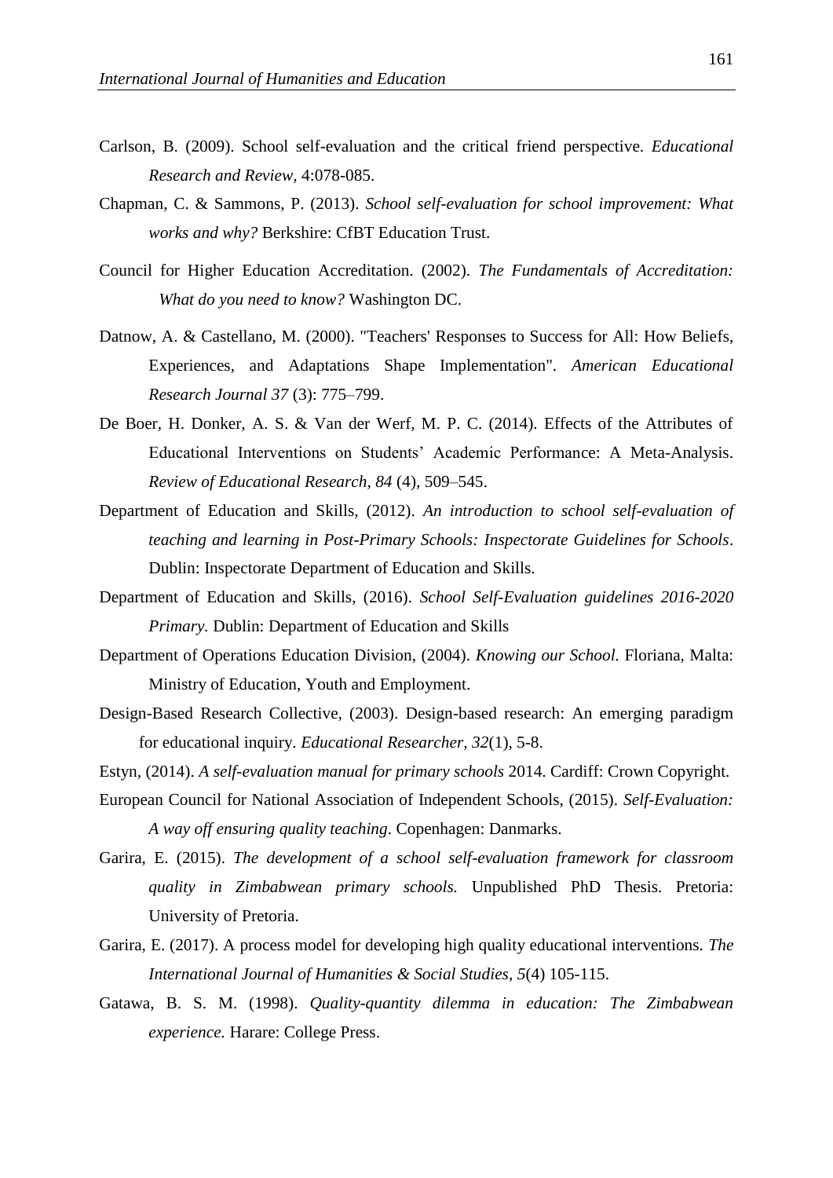Carlson, B. (2009). School self-evaluation and the critical friend perspective. *Educational Research and Review,* 4:078-085.

Chapman, C. & Sammons, P. (2013). *School self-evaluation for school improvement: What works and why?* Berkshire: CfBT Education Trust.

Council for Higher Education Accreditation. (2002). *The Fundamentals of Accreditation: What do you need to know?* Washington DC.

Datnow, A. & Castellano, M. (2000). "Teachers' Responses to Success for All: How Beliefs, Experiences, and Adaptations Shape Implementation". *American Educational Research Journal 37* (3): 775–799.

De Boer, H. Donker, A. S. & Van der Werf, M. P. C. (2014). Effects of the Attributes of Educational Interventions on Students' Academic Performance: A Meta-Analysis. *Review of Educational Research, 84* (4), 509–545.

Department of Education and Skills, (2012). *An introduction to school self-evaluation of teaching and learning in Post-Primary Schools: Inspectorate Guidelines for Schools*. Dublin: Inspectorate Department of Education and Skills.

Department of Education and Skills, (2016). *School Self-Evaluation guidelines 2016-2020 Primary.* Dublin: Department of Education and Skills

Department of Operations Education Division, (2004). *Knowing our School.* Floriana, Malta: Ministry of Education, Youth and Employment.

Design-Based Research Collective, (2003). Design-based research: An emerging paradigm for educational inquiry. *Educational Researcher, 32*(1), 5-8.

Estyn, (2014). *A self-evaluation manual for primary schools* 2014. Cardiff: Crown Copyright.

European Council for National Association of Independent Schools, (2015). *Self-Evaluation: A way off ensuring quality teaching*. Copenhagen: Danmarks.

Garira, E. (2015). *The development of a school self-evaluation framework for classroom quality in Zimbabwean primary schools.* Unpublished PhD Thesis. Pretoria: University of Pretoria.

Garira, E. (2017). A process model for developing high quality educational interventions. *The International Journal of Humanities & Social Studies, 5*(4) 105-115.

Gatawa, B. S. M. (1998). *Quality-quantity dilemma in education: The Zimbabwean experience.* Harare: College Press.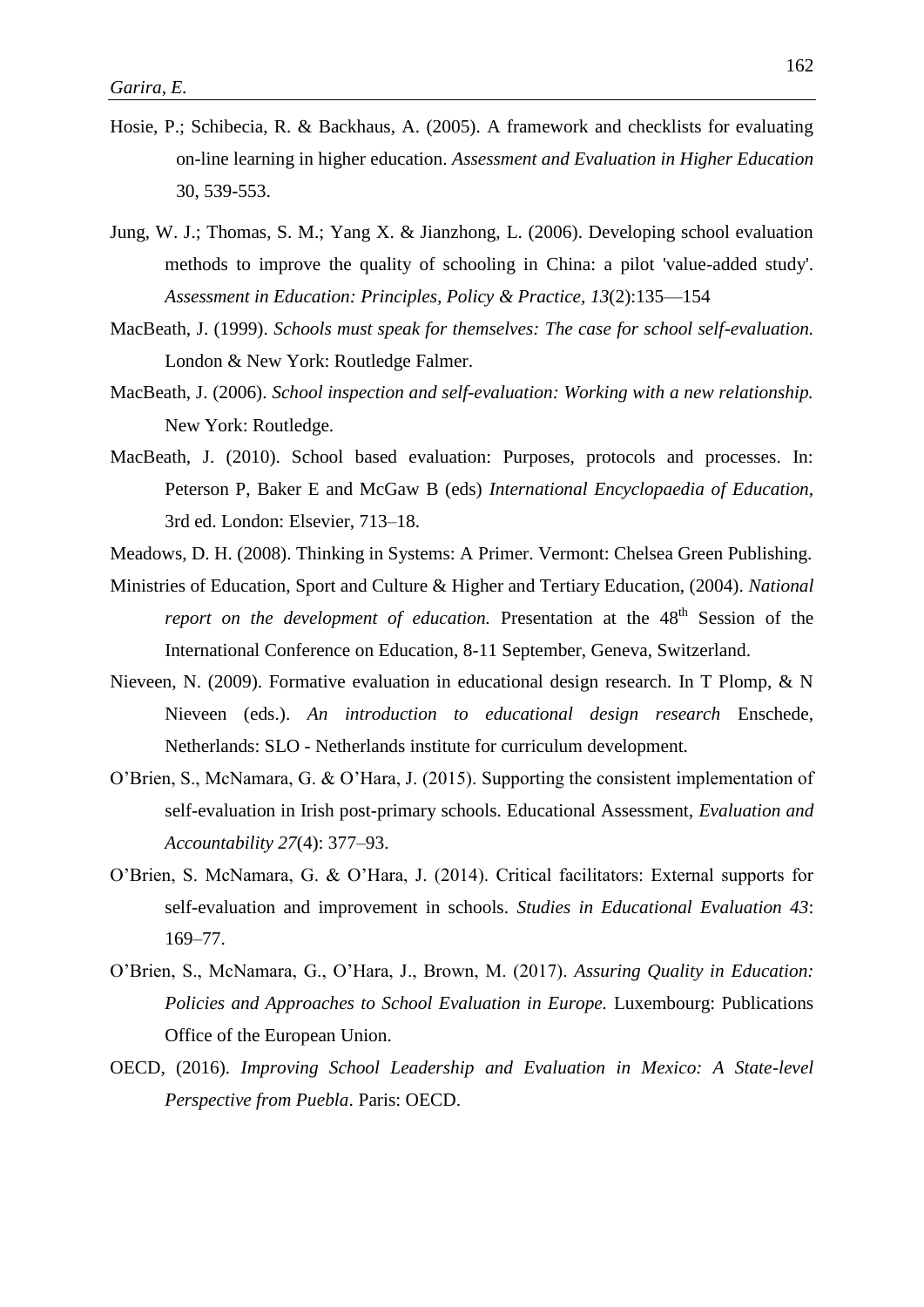Hosie, P.; Schibecia, R. & Backhaus, A. (2005). A framework and checklists for evaluating on-line learning in higher education. *Assessment and Evaluation in Higher Education* 30, 539-553.

Jung, W. J.; Thomas, S. M.; Yang X. & Jianzhong, L. (2006). Developing school evaluation methods to improve the quality of schooling in China: a pilot 'value-added study'. *Assessment in Education: Principles, Policy & Practice, 13*(2):135—154

MacBeath, J. (1999). *Schools must speak for themselves: The case for school self-evaluation.* London & New York: Routledge Falmer.

MacBeath, J. (2006). *School inspection and self-evaluation: Working with a new relationship.* New York: Routledge.

MacBeath, J. (2010). School based evaluation: Purposes, protocols and processes. In: Peterson P, Baker E and McGaw B (eds) *International Encyclopaedia of Education*, 3rd ed. London: Elsevier, 713–18.

Meadows, D. H. (2008). Thinking in Systems: A Primer. Vermont: Chelsea Green Publishing.

Ministries of Education, Sport and Culture & Higher and Tertiary Education, (2004). *National report on the development of education.* Presentation at the 48th Session of the International Conference on Education, 8-11 September, Geneva, Switzerland.

Nieveen, N. (2009). Formative evaluation in educational design research. In T Plomp, & N Nieveen (eds.). *An introduction to educational design research* Enschede, Netherlands: SLO - Netherlands institute for curriculum development.

O'Brien, S., McNamara, G. & O'Hara, J. (2015). Supporting the consistent implementation of self-evaluation in Irish post-primary schools. Educational Assessment, *Evaluation and Accountability 27*(4): 377–93.

O'Brien, S. McNamara, G. & O'Hara, J. (2014). Critical facilitators: External supports for self-evaluation and improvement in schools. *Studies in Educational Evaluation 43*: 169–77.

O'Brien, S., McNamara, G., O'Hara, J., Brown, M. (2017). *Assuring Quality in Education: Policies and Approaches to School Evaluation in Europe.* Luxembourg: Publications Office of the European Union.

OECD, (2016). *Improving School Leadership and Evaluation in Mexico: A State-level Perspective from Puebla*. Paris: OECD.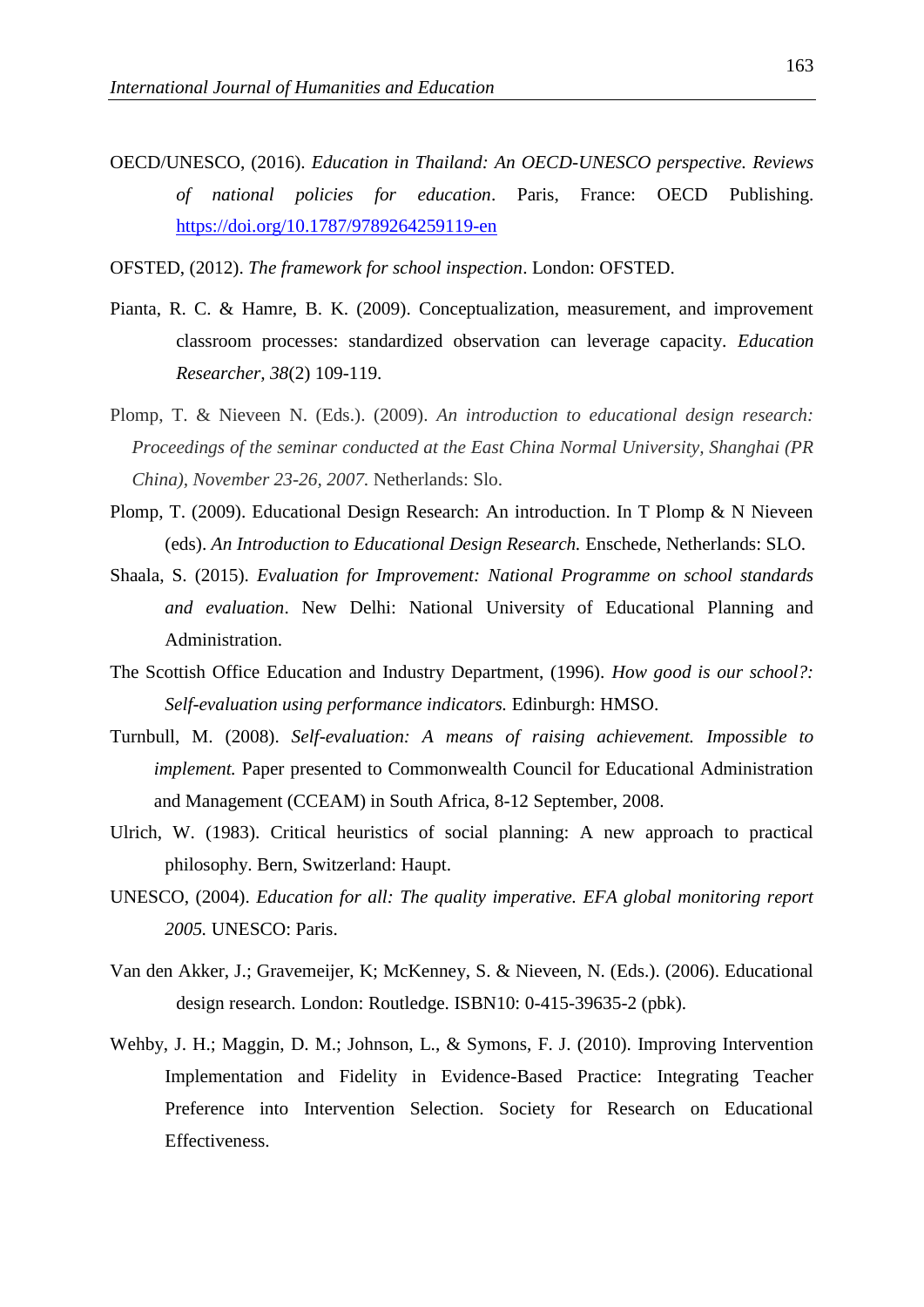OECD/UNESCO, (2016). *Education in Thailand: An OECD-UNESCO perspective. Reviews of national policies for education*. Paris, France: OECD Publishing. https://doi.org/10.1787/9789264259119-en

OFSTED, (2012). *The framework for school inspection*. London: OFSTED.

Pianta, R. C. & Hamre, B. K. (2009). Conceptualization, measurement, and improvement classroom processes: standardized observation can leverage capacity. *Education Researcher, 38*(2) 109-119.

Plomp, T. & Nieveen N. (Eds.). (2009). *An introduction to educational design research: Proceedings of the seminar conducted at the East China Normal University, Shanghai (PR China), November 23-26, 2007.* Netherlands: Slo.

Plomp, T. (2009). Educational Design Research: An introduction. In T Plomp & N Nieveen (eds). *An Introduction to Educational Design Research.* Enschede, Netherlands: SLO.

Shaala, S. (2015). *Evaluation for Improvement: National Programme on school standards and evaluation*. New Delhi: National University of Educational Planning and Administration.

The Scottish Office Education and Industry Department, (1996). *How good is our school?: Self-evaluation using performance indicators.* Edinburgh: HMSO.

Turnbull, M. (2008). *Self-evaluation: A means of raising achievement. Impossible to implement.* Paper presented to Commonwealth Council for Educational Administration and Management (CCEAM) in South Africa, 8-12 September, 2008.

Ulrich, W. (1983). Critical heuristics of social planning: A new approach to practical philosophy. Bern, Switzerland: Haupt.

UNESCO, (2004). *Education for all: The quality imperative. EFA global monitoring report 2005.* UNESCO: Paris.

Van den Akker, J.; Gravemeijer, K; McKenney, S. & Nieveen, N. (Eds.). (2006). Educational design research. London: Routledge. ISBN10: 0-415-39635-2 (pbk).

Wehby, J. H.; Maggin, D. M.; Johnson, L., & Symons, F. J. (2010). Improving Intervention Implementation and Fidelity in Evidence-Based Practice: Integrating Teacher Preference into Intervention Selection. Society for Research on Educational Effectiveness.